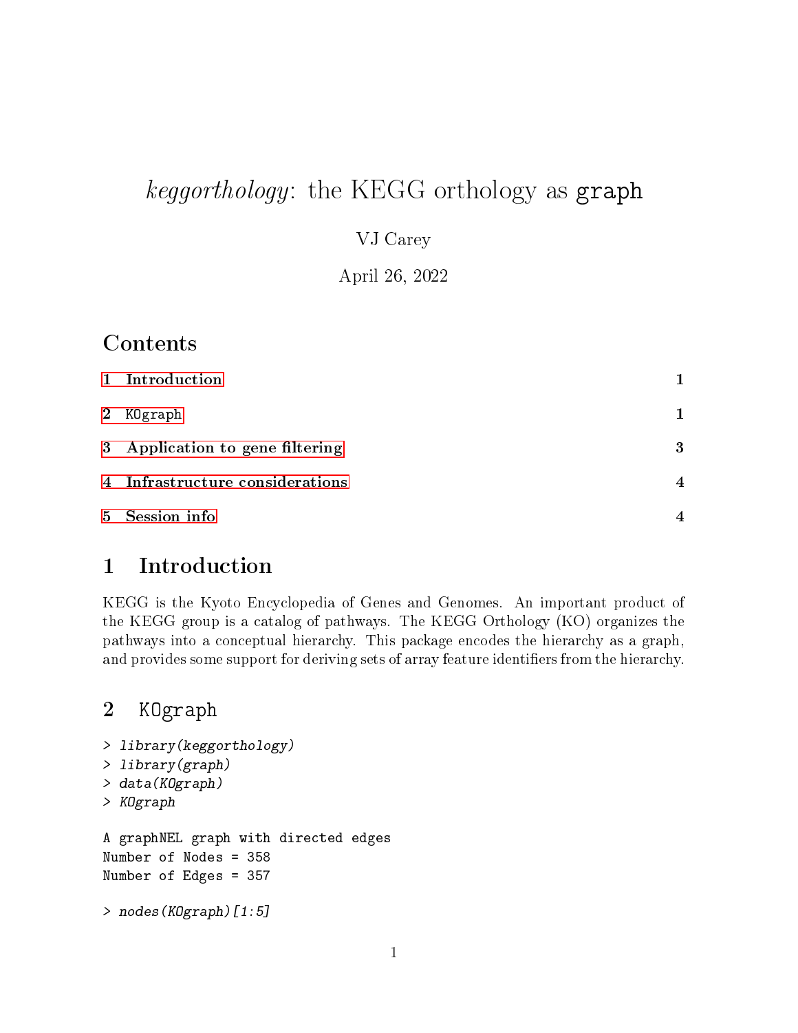# *keggorthology*: the KEGG orthology as `graph`

VJ Carey

April 26, 2022

## Contents

1 Introduction — 1

2 KOgraph — 1

3 Application to gene filtering — 3

4 Infrastructure considerations — 4

5 Session info — 4

## 1 Introduction

KEGG is the Kyoto Encyclopedia of Genes and Genomes. An important product of the KEGG group is a catalog of pathways. The KEGG Orthology (KO) organizes the pathways into a conceptual hierarchy. This package encodes the hierarchy as a graph, and provides some support for deriving sets of array feature identifiers from the hierarchy.

## 2 KOgraph

```
> library(keggorthology)
> library(graph)
> data(KOgraph)
> KOgraph

A graphNEL graph with directed edges
Number of Nodes = 358
Number of Edges = 357

> nodes(KOgraph)[1:5]
```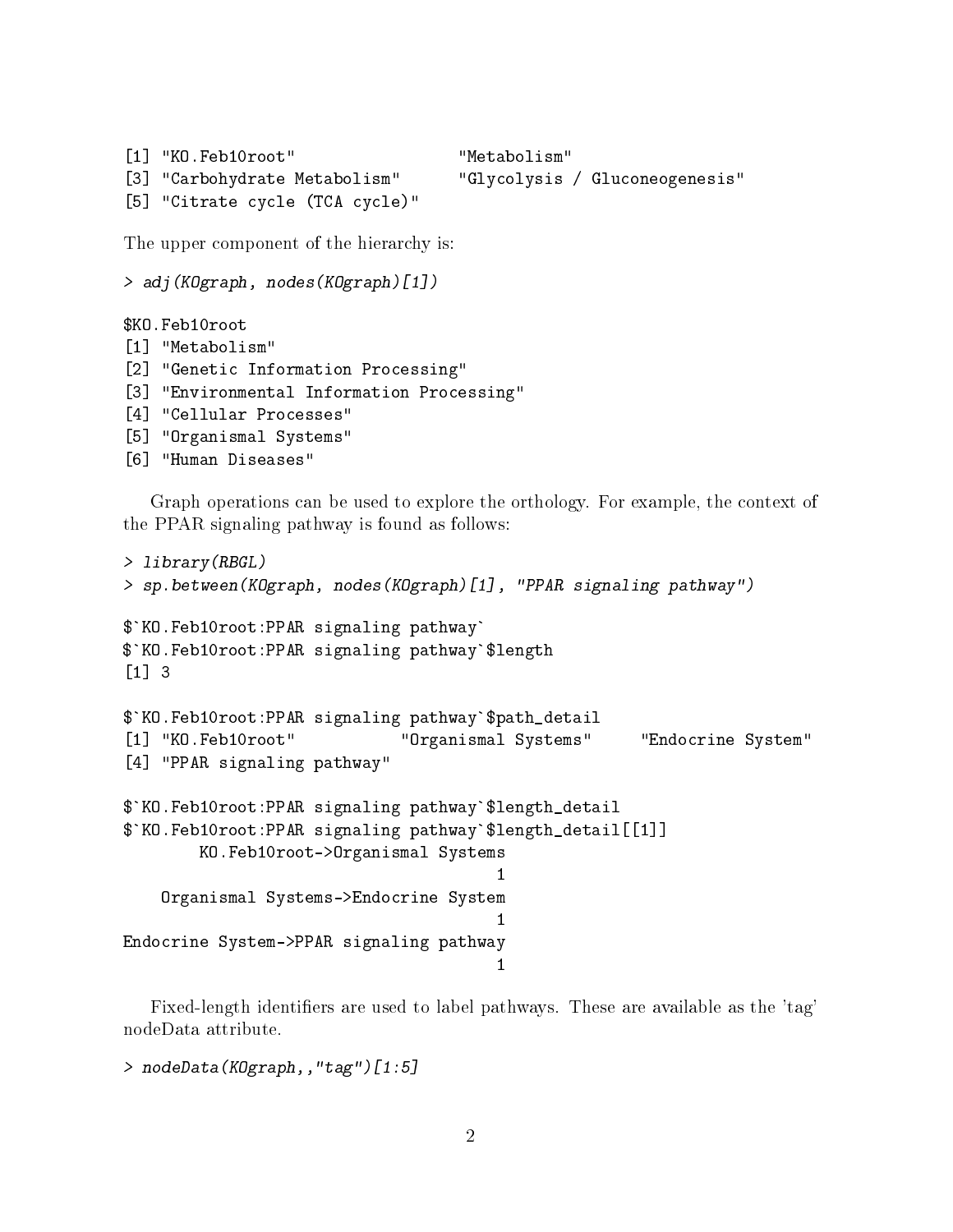```
[1] "KO.Feb10root"                 "Metabolism"
[3] "Carbohydrate Metabolism"      "Glycolysis / Gluconeogenesis"
[5] "Citrate cycle (TCA cycle)"
```

The upper component of the hierarchy is:

```
> adj(KOgraph, nodes(KOgraph)[1])

$KO.Feb10root
[1] "Metabolism"
[2] "Genetic Information Processing"
[3] "Environmental Information Processing"
[4] "Cellular Processes"
[5] "Organismal Systems"
[6] "Human Diseases"
```

Graph operations can be used to explore the orthology. For example, the context of the PPAR signaling pathway is found as follows:

```
> library(RBGL)
> sp.between(KOgraph, nodes(KOgraph)[1], "PPAR signaling pathway")

$`KO.Feb10root:PPAR signaling pathway`
$`KO.Feb10root:PPAR signaling pathway`$length
[1] 3

$`KO.Feb10root:PPAR signaling pathway`$path_detail
[1] "KO.Feb10root"           "Organismal Systems"     "Endocrine System"
[4] "PPAR signaling pathway"

$`KO.Feb10root:PPAR signaling pathway`$length_detail
$`KO.Feb10root:PPAR signaling pathway`$length_detail[[1]]
        KO.Feb10root->Organismal Systems
                                       1
    Organismal Systems->Endocrine System
                                       1
Endocrine System->PPAR signaling pathway
                                       1
```

Fixed-length identifiers are used to label pathways. These are available as the 'tag' nodeData attribute.

```
> nodeData(KOgraph,,"tag")[1:5]
```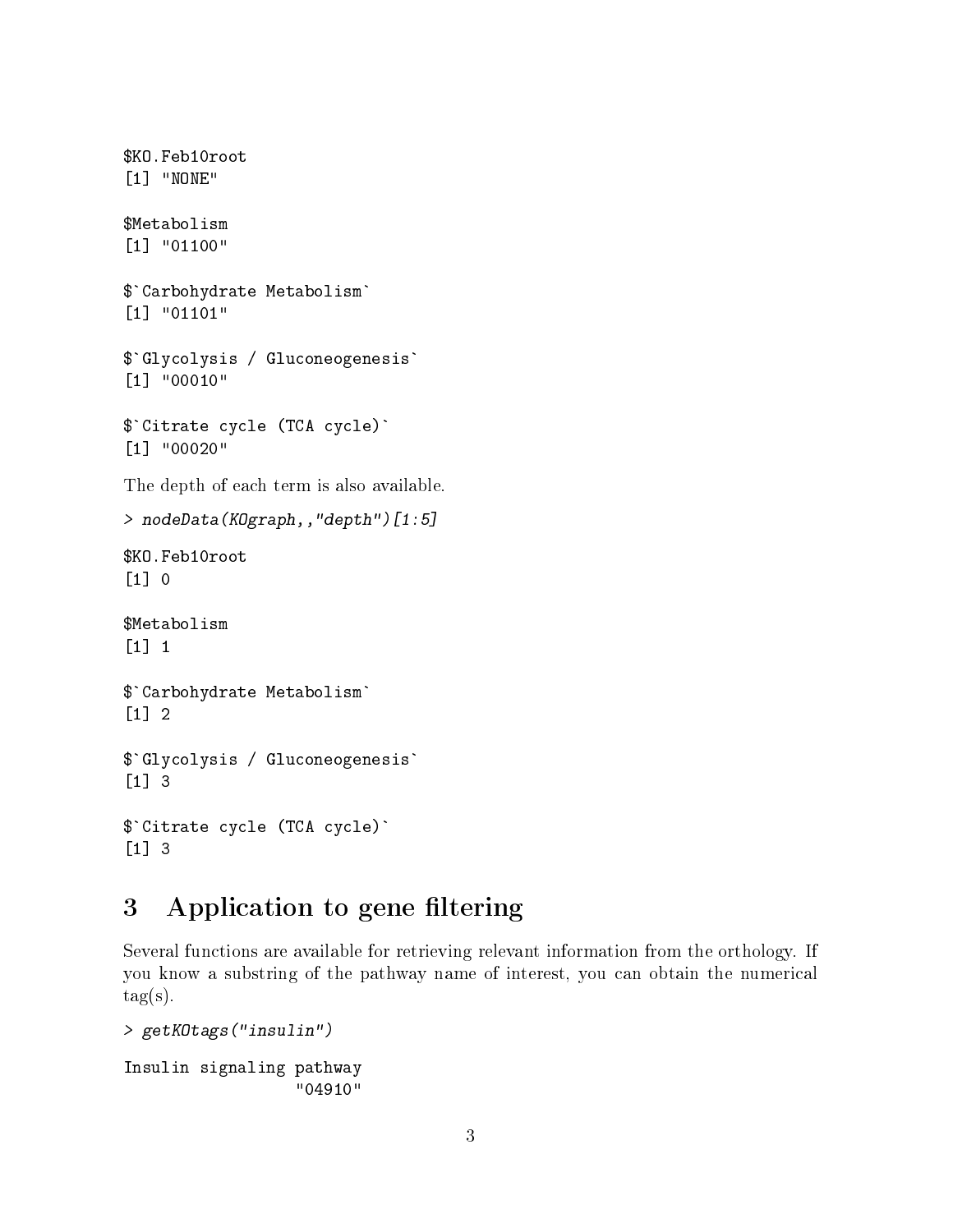```
$KO.Feb10root
[1] "NONE"

$Metabolism
[1] "01100"

$`Carbohydrate Metabolism`
[1] "01101"

$`Glycolysis / Gluconeogenesis`
[1] "00010"

$`Citrate cycle (TCA cycle)`
[1] "00020"
```

The depth of each term is also available.

```
> nodeData(KOgraph,,"depth")[1:5]

$KO.Feb10root
[1] 0

$Metabolism
[1] 1

$`Carbohydrate Metabolism`
[1] 2

$`Glycolysis / Gluconeogenesis`
[1] 3

$`Citrate cycle (TCA cycle)`
[1] 3
```

## 3 Application to gene filtering

Several functions are available for retrieving relevant information from the orthology. If you know a substring of the pathway name of interest, you can obtain the numerical tag(s).

```
> getKOtags("insulin")

Insulin signaling pathway
                  "04910"
```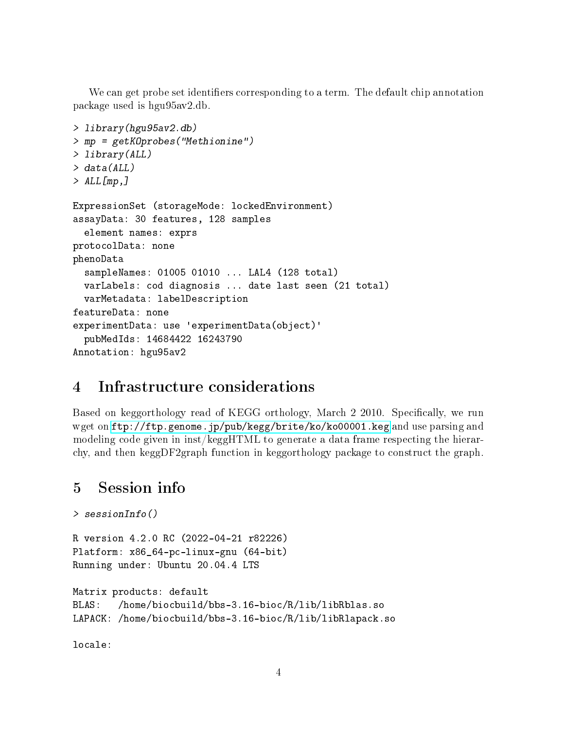We can get probe set identifiers corresponding to a term. The default chip annotation package used is hgu95av2.db.

```
> library(hgu95av2.db)
> mp = getKOprobes("Methionine")
> library(ALL)
> data(ALL)
> ALL[mp,]

ExpressionSet (storageMode: lockedEnvironment)
assayData: 30 features, 128 samples
  element names: exprs
protocolData: none
phenoData
  sampleNames: 01005 01010 ... LAL4 (128 total)
  varLabels: cod diagnosis ... date last seen (21 total)
  varMetadata: labelDescription
featureData: none
experimentData: use 'experimentData(object)'
  pubMedIds: 14684422 16243790
Annotation: hgu95av2
```

# 4 Infrastructure considerations

Based on keggorthology read of KEGG orthology, March 2 2010. Specifically, we run wget on ftp://ftp.genome.jp/pub/kegg/brite/ko/ko00001.keg and use parsing and modeling code given in inst/keggHTML to generate a data frame respecting the hierarchy, and then keggDF2graph function in keggorthology package to construct the graph.

# 5 Session info

```
> sessionInfo()

R version 4.2.0 RC (2022-04-21 r82226)
Platform: x86_64-pc-linux-gnu (64-bit)
Running under: Ubuntu 20.04.4 LTS

Matrix products: default
BLAS:   /home/biocbuild/bbs-3.16-bioc/R/lib/libRblas.so
LAPACK: /home/biocbuild/bbs-3.16-bioc/R/lib/libRlapack.so

locale:
```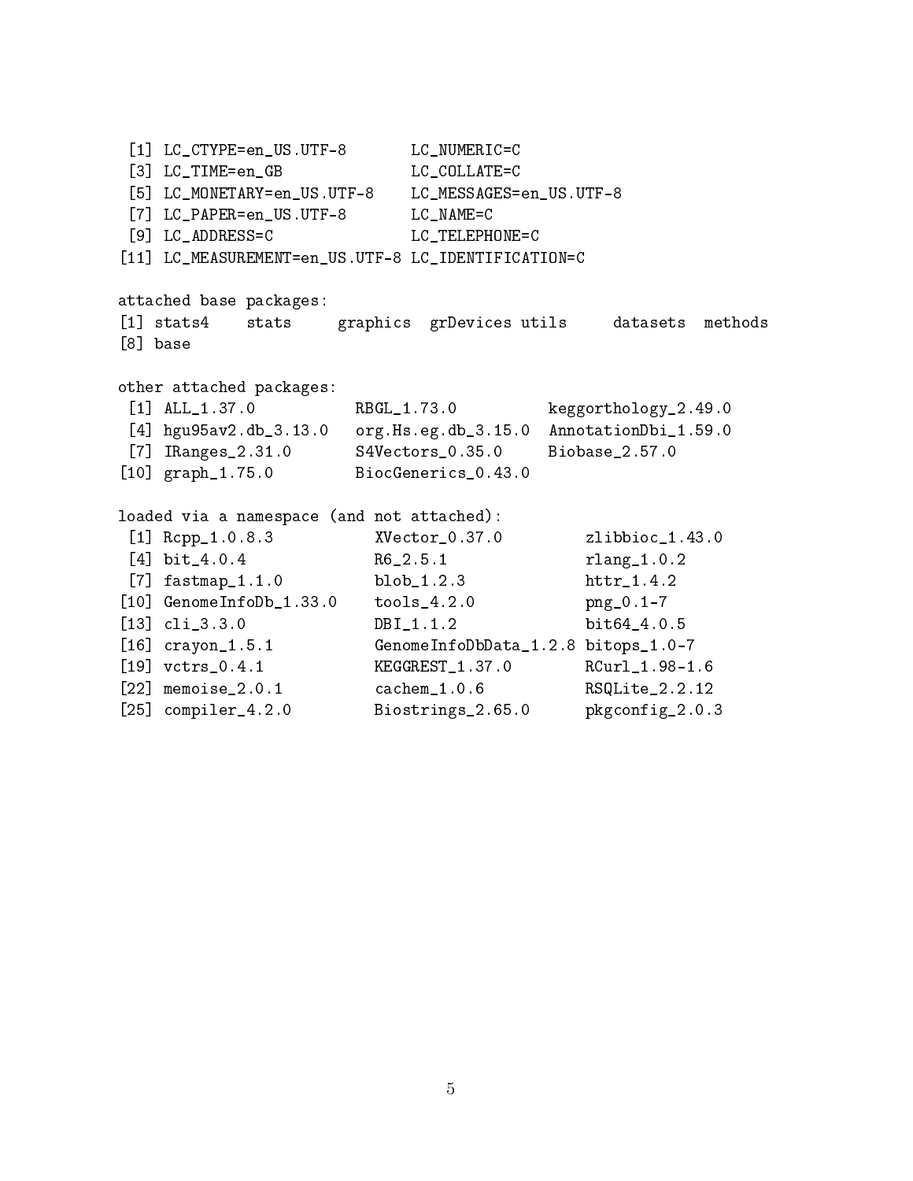```
 [1] LC_CTYPE=en_US.UTF-8       LC_NUMERIC=C
 [3] LC_TIME=en_GB              LC_COLLATE=C
 [5] LC_MONETARY=en_US.UTF-8    LC_MESSAGES=en_US.UTF-8
 [7] LC_PAPER=en_US.UTF-8       LC_NAME=C
 [9] LC_ADDRESS=C               LC_TELEPHONE=C
[11] LC_MEASUREMENT=en_US.UTF-8 LC_IDENTIFICATION=C

attached base packages:
[1] stats4    stats     graphics  grDevices utils     datasets  methods
[8] base

other attached packages:
 [1] ALL_1.37.0           RBGL_1.73.0          keggorthology_2.49.0
 [4] hgu95av2.db_3.13.0   org.Hs.eg.db_3.15.0  AnnotationDbi_1.59.0
 [7] IRanges_2.31.0       S4Vectors_0.35.0     Biobase_2.57.0
[10] graph_1.75.0         BiocGenerics_0.43.0

loaded via a namespace (and not attached):
 [1] Rcpp_1.0.8.3           XVector_0.37.0         zlibbioc_1.43.0
 [4] bit_4.0.4              R6_2.5.1               rlang_1.0.2
 [7] fastmap_1.1.0          blob_1.2.3             httr_1.4.2
[10] GenomeInfoDb_1.33.0    tools_4.2.0            png_0.1-7
[13] cli_3.3.0              DBI_1.1.2              bit64_4.0.5
[16] crayon_1.5.1           GenomeInfoDbData_1.2.8 bitops_1.0-7
[19] vctrs_0.4.1            KEGGREST_1.37.0        RCurl_1.98-1.6
[22] memoise_2.0.1          cachem_1.0.6           RSQLite_2.2.12
[25] compiler_4.2.0         Biostrings_2.65.0      pkgconfig_2.0.3
```